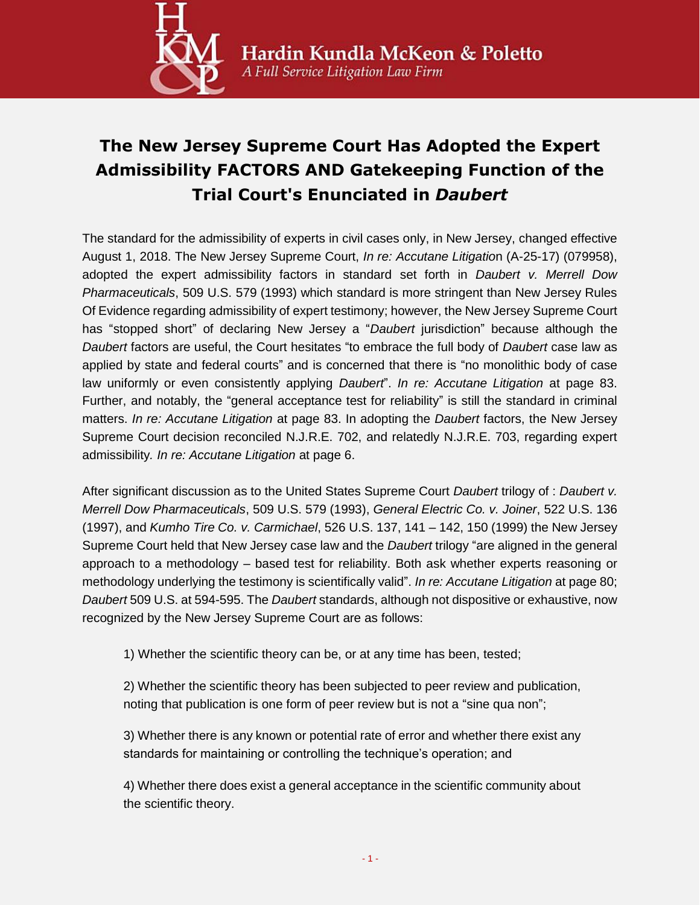Hardin Kundla McKeon & Poletto
*A Full Service Litigation Law Firm*

# The New Jersey Supreme Court Has Adopted the Expert Admissibility FACTORS AND Gatekeeping Function of the Trial Court's Enunciated in *Daubert*

The standard for the admissibility of experts in civil cases only, in New Jersey, changed effective August 1, 2018. The New Jersey Supreme Court, *In re: Accutane Litigation* (A-25-17) (079958), adopted the expert admissibility factors in standard set forth in *Daubert v. Merrell Dow Pharmaceuticals*, 509 U.S. 579 (1993) which standard is more stringent than New Jersey Rules Of Evidence regarding admissibility of expert testimony; however, the New Jersey Supreme Court has "stopped short" of declaring New Jersey a "*Daubert* jurisdiction" because although the *Daubert* factors are useful, the Court hesitates "to embrace the full body of *Daubert* case law as applied by state and federal courts" and is concerned that there is "no monolithic body of case law uniformly or even consistently applying *Daubert*". *In re: Accutane Litigation* at page 83. Further, and notably, the "general acceptance test for reliability" is still the standard in criminal matters. *In re: Accutane Litigation* at page 83. In adopting the *Daubert* factors, the New Jersey Supreme Court decision reconciled N.J.R.E. 702, and relatedly N.J.R.E. 703, regarding expert admissibility. *In re: Accutane Litigation* at page 6.

After significant discussion as to the United States Supreme Court *Daubert* trilogy of : *Daubert v. Merrell Dow Pharmaceuticals*, 509 U.S. 579 (1993), *General Electric Co. v. Joiner*, 522 U.S. 136 (1997), and *Kumho Tire Co. v. Carmichael*, 526 U.S. 137, 141 – 142, 150 (1999) the New Jersey Supreme Court held that New Jersey case law and the *Daubert* trilogy "are aligned in the general approach to a methodology – based test for reliability. Both ask whether experts reasoning or methodology underlying the testimony is scientifically valid". *In re: Accutane Litigation* at page 80; *Daubert* 509 U.S. at 594-595. The *Daubert* standards, although not dispositive or exhaustive, now recognized by the New Jersey Supreme Court are as follows:

1) Whether the scientific theory can be, or at any time has been, tested;

2) Whether the scientific theory has been subjected to peer review and publication, noting that publication is one form of peer review but is not a "sine qua non";

3) Whether there is any known or potential rate of error and whether there exist any standards for maintaining or controlling the technique's operation; and

4) Whether there does exist a general acceptance in the scientific community about the scientific theory.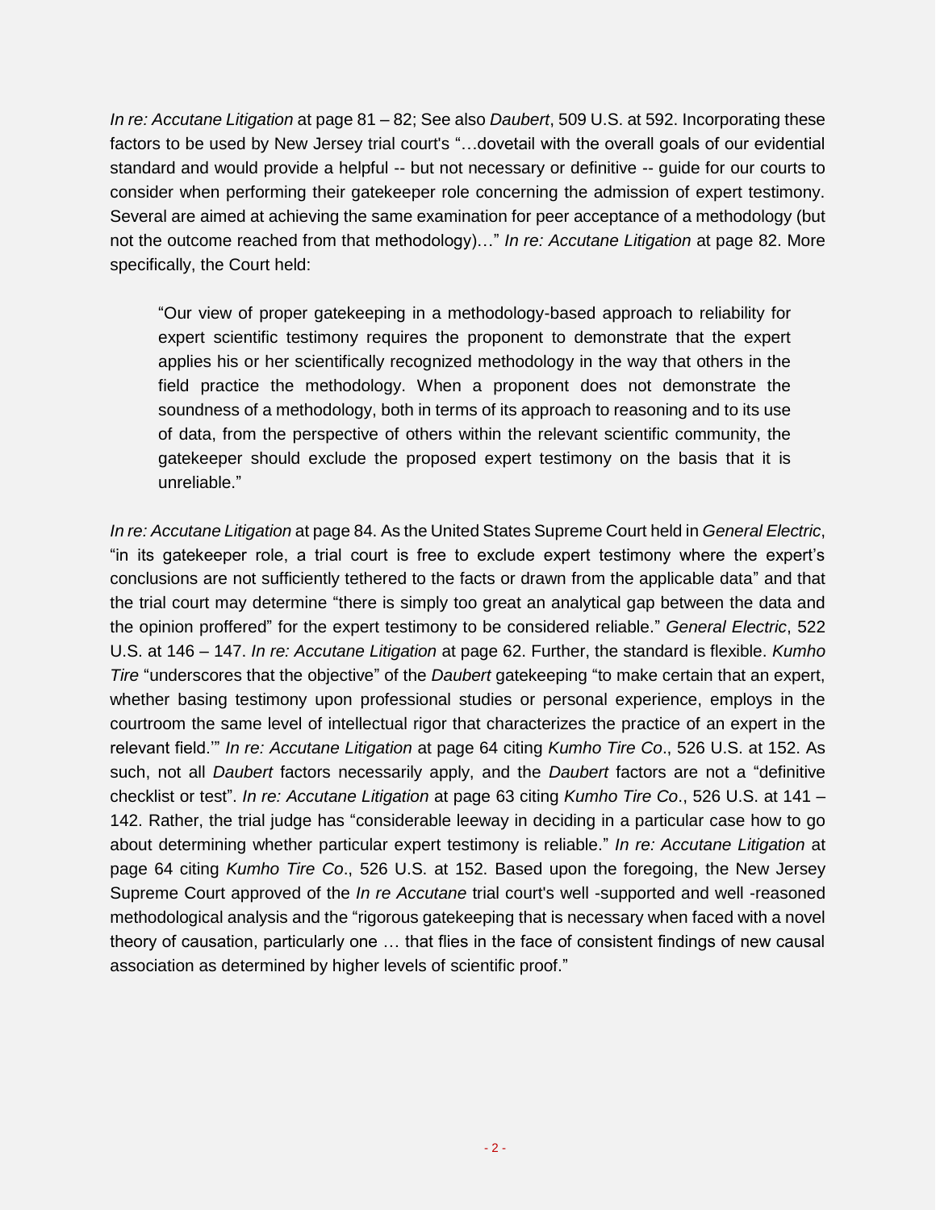*In re: Accutane Litigation* at page 81 – 82; See also *Daubert*, 509 U.S. at 592. Incorporating these factors to be used by New Jersey trial court's "…dovetail with the overall goals of our evidential standard and would provide a helpful -- but not necessary or definitive -- guide for our courts to consider when performing their gatekeeper role concerning the admission of expert testimony. Several are aimed at achieving the same examination for peer acceptance of a methodology (but not the outcome reached from that methodology)…" *In re: Accutane Litigation* at page 82. More specifically, the Court held:

> "Our view of proper gatekeeping in a methodology-based approach to reliability for expert scientific testimony requires the proponent to demonstrate that the expert applies his or her scientifically recognized methodology in the way that others in the field practice the methodology. When a proponent does not demonstrate the soundness of a methodology, both in terms of its approach to reasoning and to its use of data, from the perspective of others within the relevant scientific community, the gatekeeper should exclude the proposed expert testimony on the basis that it is unreliable."

*In re: Accutane Litigation* at page 84. As the United States Supreme Court held in *General Electric*, "in its gatekeeper role, a trial court is free to exclude expert testimony where the expert's conclusions are not sufficiently tethered to the facts or drawn from the applicable data" and that the trial court may determine "there is simply too great an analytical gap between the data and the opinion proffered" for the expert testimony to be considered reliable." *General Electric*, 522 U.S. at 146 – 147. *In re: Accutane Litigation* at page 62. Further, the standard is flexible. *Kumho Tire* "underscores that the objective" of the *Daubert* gatekeeping "to make certain that an expert, whether basing testimony upon professional studies or personal experience, employs in the courtroom the same level of intellectual rigor that characterizes the practice of an expert in the relevant field.'" *In re: Accutane Litigation* at page 64 citing *Kumho Tire Co*., 526 U.S. at 152. As such, not all *Daubert* factors necessarily apply, and the *Daubert* factors are not a "definitive checklist or test". *In re: Accutane Litigation* at page 63 citing *Kumho Tire Co*., 526 U.S. at 141 – 142. Rather, the trial judge has "considerable leeway in deciding in a particular case how to go about determining whether particular expert testimony is reliable." *In re: Accutane Litigation* at page 64 citing *Kumho Tire Co*., 526 U.S. at 152. Based upon the foregoing, the New Jersey Supreme Court approved of the *In re Accutane* trial court's well -supported and well -reasoned methodological analysis and the "rigorous gatekeeping that is necessary when faced with a novel theory of causation, particularly one … that flies in the face of consistent findings of new causal association as determined by higher levels of scientific proof."